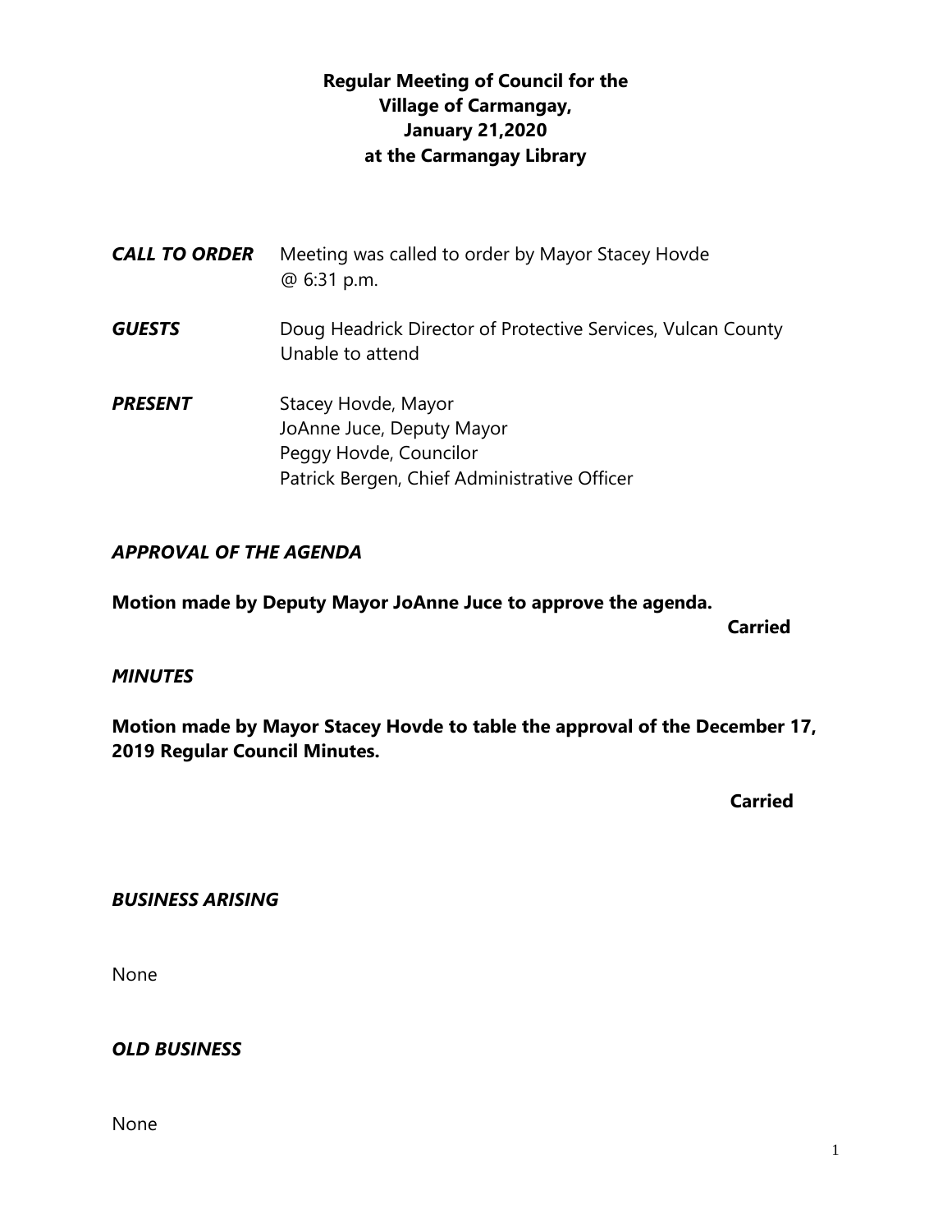**Regular Meeting of Council for the Village of Carmangay, January 21,2020 at the Carmangay Library**

***CALL TO ORDER*** Meeting was called to order by Mayor Stacey Hovde @ 6:31 p.m.

***GUESTS*** Doug Headrick Director of Protective Services, Vulcan County Unable to attend

***PRESENT***
Stacey Hovde, Mayor
JoAnne Juce, Deputy Mayor
Peggy Hovde, Councilor
Patrick Bergen, Chief Administrative Officer

***APPROVAL OF THE AGENDA***

**Motion made by Deputy Mayor JoAnne Juce to approve the agenda.**

**Carried**

***MINUTES***

**Motion made by Mayor Stacey Hovde to table the approval of the December 17, 2019 Regular Council Minutes.**

**Carried**

***BUSINESS ARISING***

None

***OLD BUSINESS***

None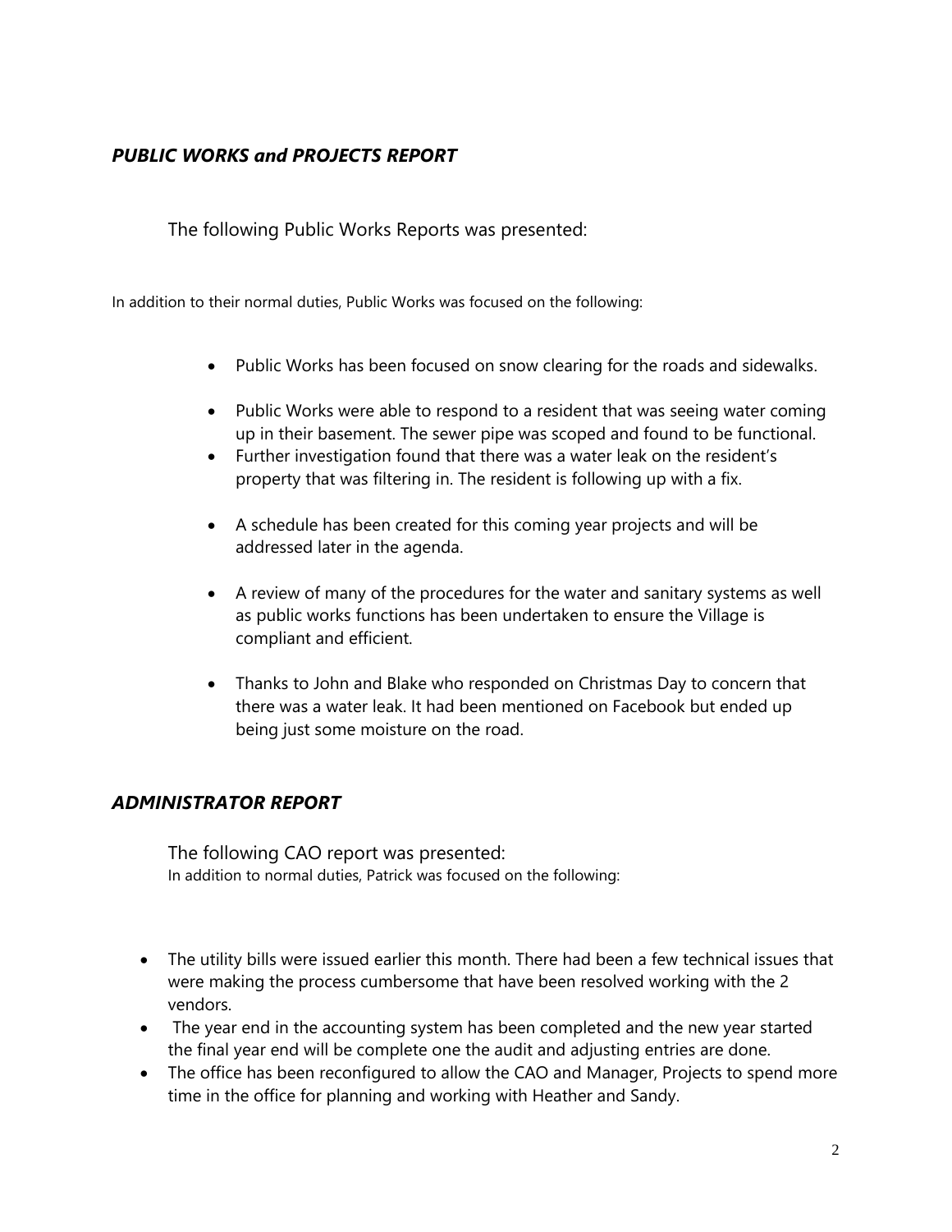### *PUBLIC WORKS and PROJECTS REPORT*

The following Public Works Reports was presented:

In addition to their normal duties, Public Works was focused on the following:

- Public Works has been focused on snow clearing for the roads and sidewalks.

- Public Works were able to respond to a resident that was seeing water coming up in their basement. The sewer pipe was scoped and found to be functional.
- Further investigation found that there was a water leak on the resident's property that was filtering in. The resident is following up with a fix.

- A schedule has been created for this coming year projects and will be addressed later in the agenda.

- A review of many of the procedures for the water and sanitary systems as well as public works functions has been undertaken to ensure the Village is compliant and efficient.

- Thanks to John and Blake who responded on Christmas Day to concern that there was a water leak. It had been mentioned on Facebook but ended up being just some moisture on the road.

### *ADMINISTRATOR REPORT*

The following CAO report was presented:
In addition to normal duties, Patrick was focused on the following:

- The utility bills were issued earlier this month. There had been a few technical issues that were making the process cumbersome that have been resolved working with the 2 vendors.
- The year end in the accounting system has been completed and the new year started the final year end will be complete one the audit and adjusting entries are done.
- The office has been reconfigured to allow the CAO and Manager, Projects to spend more time in the office for planning and working with Heather and Sandy.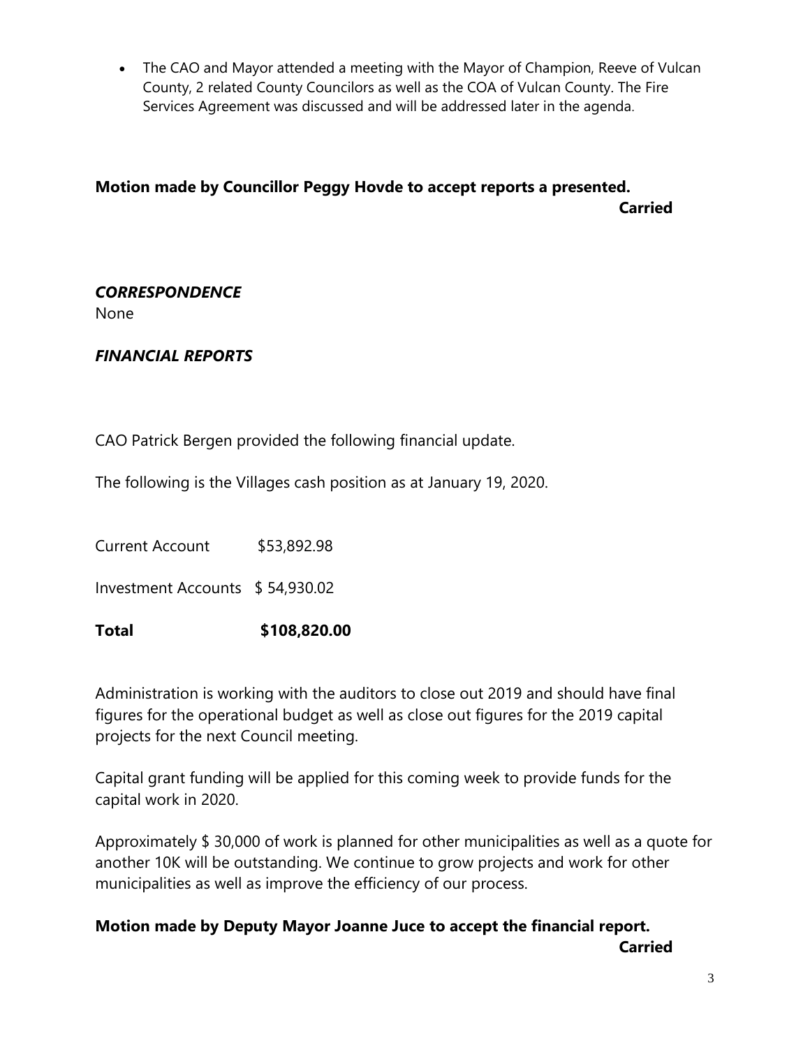- The CAO and Mayor attended a meeting with the Mayor of Champion, Reeve of Vulcan County, 2 related County Councilors as well as the COA of Vulcan County. The Fire Services Agreement was discussed and will be addressed later in the agenda.

**Motion made by Councillor Peggy Hovde to accept reports a presented.**
**Carried**

***CORRESPONDENCE***

None

***FINANCIAL REPORTS***

CAO Patrick Bergen provided the following financial update.

The following is the Villages cash position as at January 19, 2020.

| | |
|---|---|
| Current Account | \$53,892.98 |
| Investment Accounts | \$ 54,930.02 |
| **Total** | **\$108,820.00** |

Administration is working with the auditors to close out 2019 and should have final figures for the operational budget as well as close out figures for the 2019 capital projects for the next Council meeting.

Capital grant funding will be applied for this coming week to provide funds for the capital work in 2020.

Approximately \$ 30,000 of work is planned for other municipalities as well as a quote for another 10K will be outstanding. We continue to grow projects and work for other municipalities as well as improve the efficiency of our process.

**Motion made by Deputy Mayor Joanne Juce to accept the financial report.**
**Carried**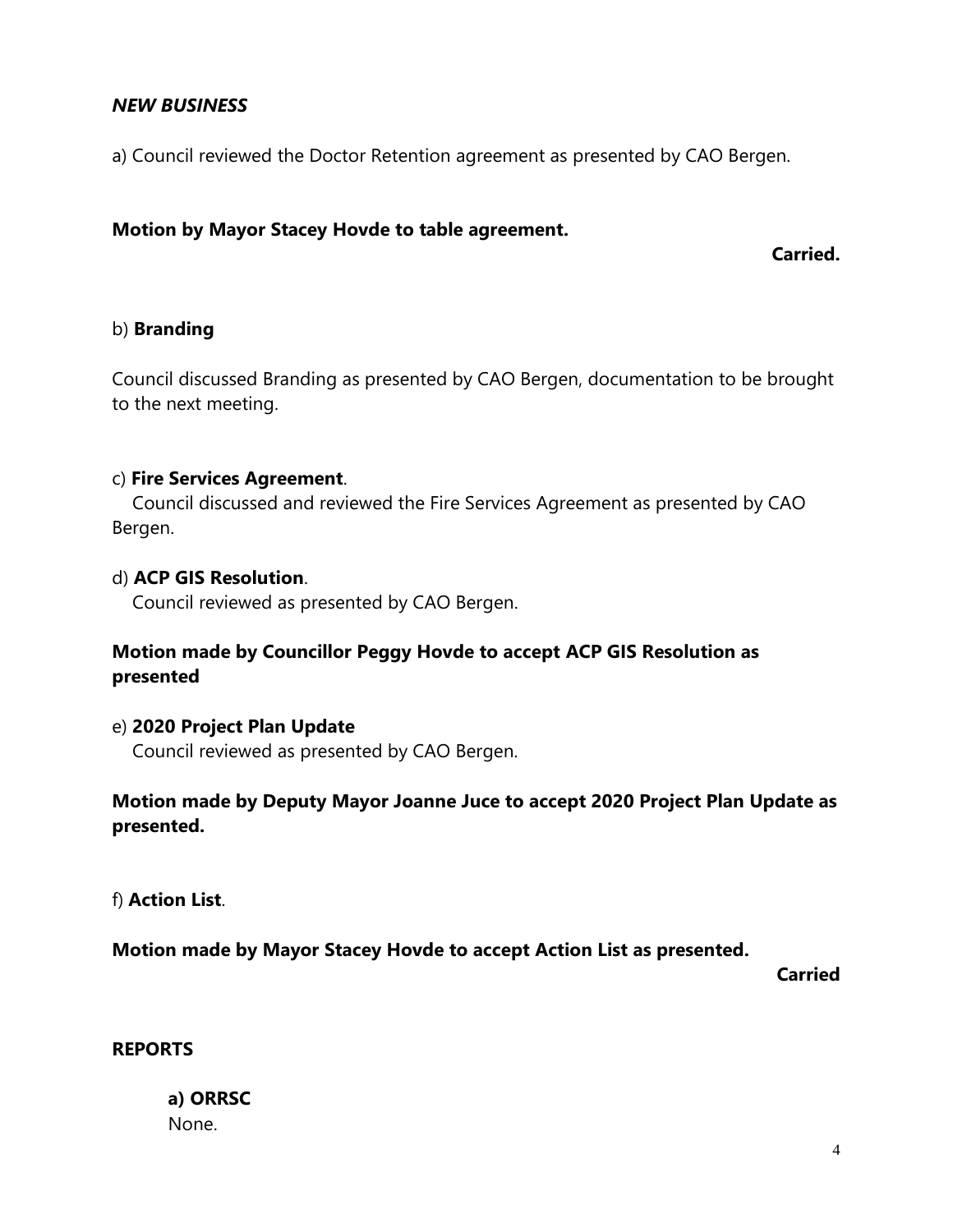### *NEW BUSINESS*

a) Council reviewed the Doctor Retention agreement as presented by CAO Bergen.

**Motion by Mayor Stacey Hovde to table agreement.**

**Carried.**

b) **Branding**

Council discussed Branding as presented by CAO Bergen, documentation to be brought to the next meeting.

c) **Fire Services Agreement**.
Council discussed and reviewed the Fire Services Agreement as presented by CAO Bergen.

d) **ACP GIS Resolution**.
Council reviewed as presented by CAO Bergen.

**Motion made by Councillor Peggy Hovde to accept ACP GIS Resolution as presented**

e) **2020 Project Plan Update**
Council reviewed as presented by CAO Bergen.

**Motion made by Deputy Mayor Joanne Juce to accept 2020 Project Plan Update as presented.**

f) **Action List**.

**Motion made by Mayor Stacey Hovde to accept Action List as presented.**

**Carried**

### REPORTS

**a) ORRSC**
None.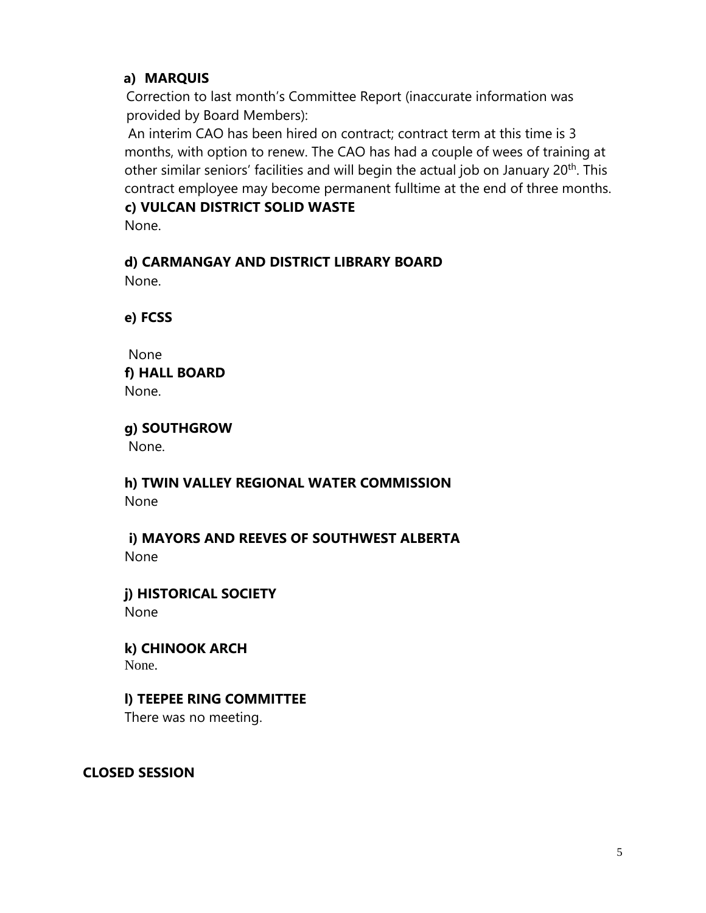**a) MARQUIS**

Correction to last month's Committee Report (inaccurate information was provided by Board Members):

An interim CAO has been hired on contract; contract term at this time is 3 months, with option to renew. The CAO has had a couple of wees of training at other similar seniors' facilities and will begin the actual job on January 20th. This contract employee may become permanent fulltime at the end of three months.

**c) VULCAN DISTRICT SOLID WASTE**

None.

**d) CARMANGAY AND DISTRICT LIBRARY BOARD**

None.

**e) FCSS**

None

**f) HALL BOARD**

None.

**g) SOUTHGROW**

None.

**h) TWIN VALLEY REGIONAL WATER COMMISSION**

None

**i) MAYORS AND REEVES OF SOUTHWEST ALBERTA**

None

**j) HISTORICAL SOCIETY**

None

**k) CHINOOK ARCH**

None.

**l) TEEPEE RING COMMITTEE**

There was no meeting.

**CLOSED SESSION**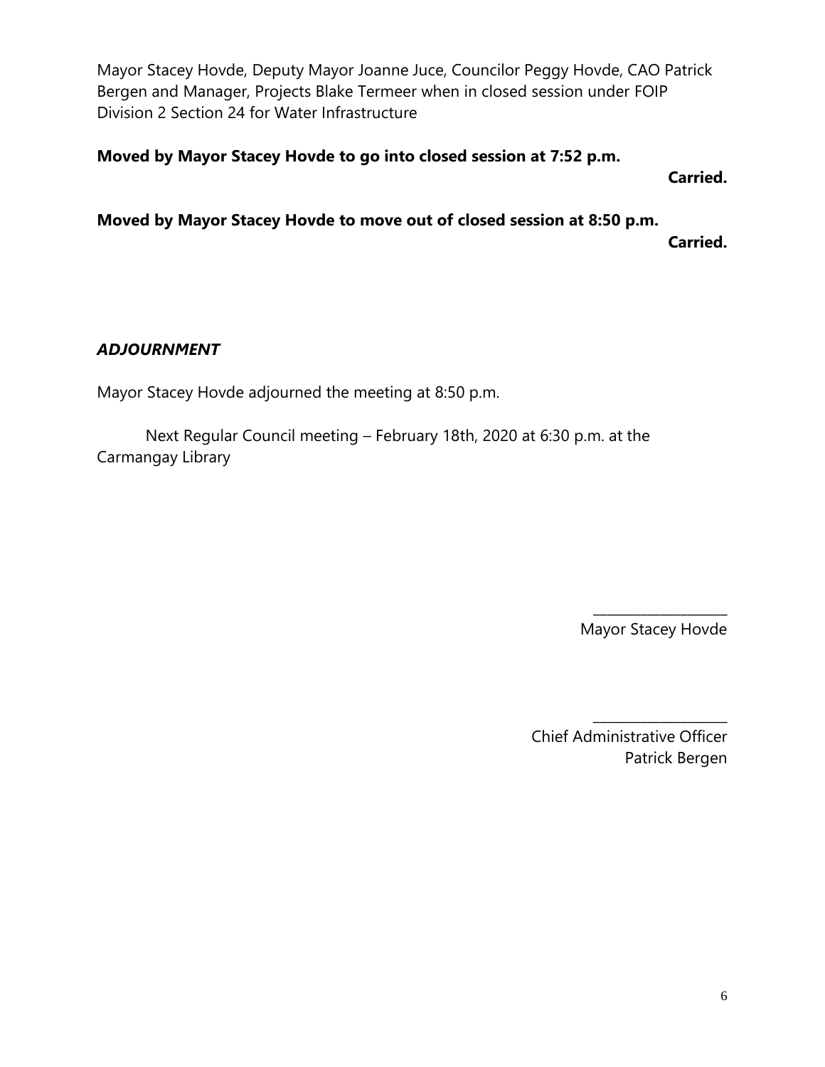Mayor Stacey Hovde, Deputy Mayor Joanne Juce, Councilor Peggy Hovde, CAO Patrick Bergen and Manager, Projects Blake Termeer when in closed session under FOIP Division 2 Section 24 for Water Infrastructure

**Moved by Mayor Stacey Hovde to go into closed session at 7:52 p.m.**

**Carried.**

**Moved by Mayor Stacey Hovde to move out of closed session at 8:50 p.m.**

**Carried.**

***ADJOURNMENT***

Mayor Stacey Hovde adjourned the meeting at 8:50 p.m.

Next Regular Council meeting – February 18th, 2020 at 6:30 p.m. at the Carmangay Library

\_\_\_\_\_\_\_\_\_\_\_\_\_\_\_\_\_\_\_\_

Mayor Stacey Hovde

\_\_\_\_\_\_\_\_\_\_\_\_\_\_\_\_\_\_\_\_

Chief Administrative Officer
Patrick Bergen